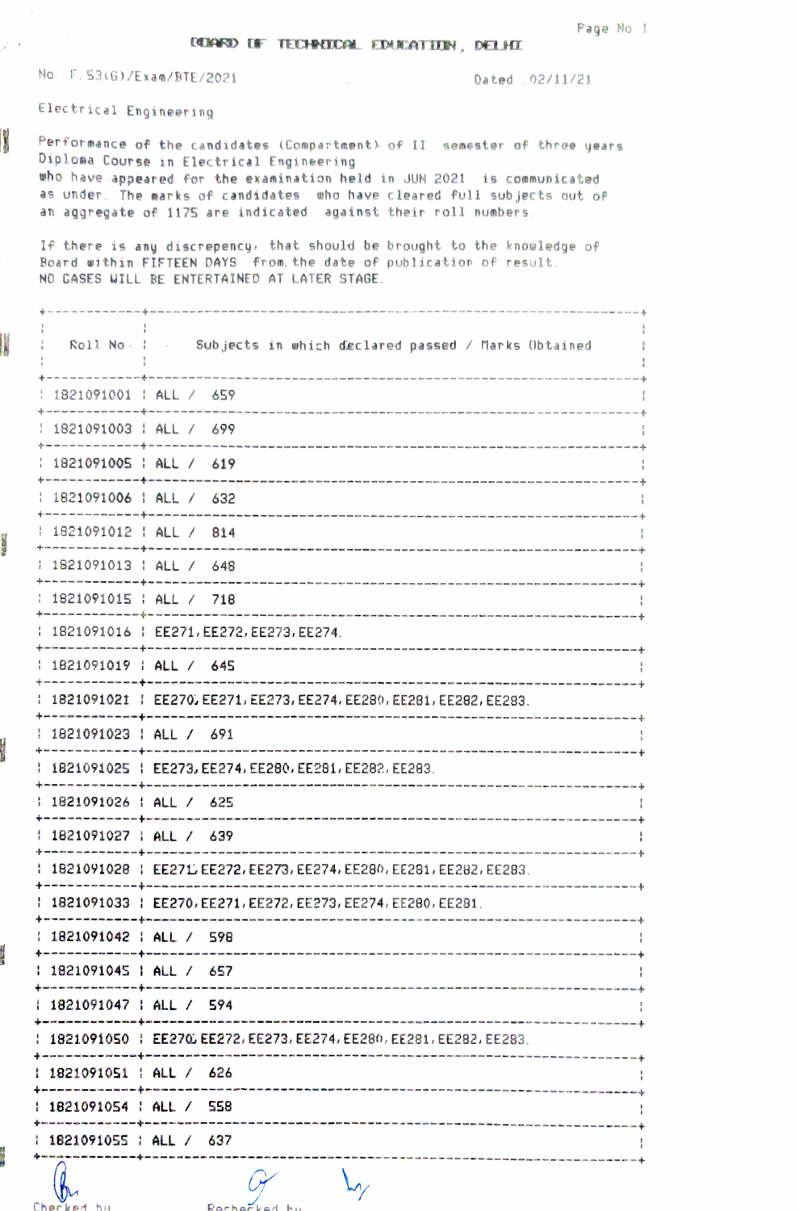# BOARD OF TECHNICAL EDUCATION, DELHI

No. F.53(G)/Exam/BTE/2021 Dated :02/11/21

Electrical Engineering

Performance of the candidates (Compartment) of II semester of three years Diploma Course in Electrical Engineering who have appeared for the examination held in JUN 2021 is communicated as under. The marks of candidates who have cleared full subjects out of an aggregate of 1175 are indicated against their roll numbers.

If there is any discrepency, that should be brought to the knowledge of Board within FIFTEEN DAYS from the date of publication of result. NO CASES WILL BE ENTERTAINED AT LATER STAGE.

| Roll No | Subjects in which declared passed / Marks Obtained |
|---|---|
| 1821091001 | ALL / 659 |
| 1821091003 | ALL / 699 |
| 1821091005 | ALL / 619 |
| 1821091006 | ALL / 632 |
| 1821091012 | ALL / 814 |
| 1821091013 | ALL / 648 |
| 1821091015 | ALL / 718 |
| 1821091016 | EE271, EE272, EE273, EE274. |
| 1821091019 | ALL / 645 |
| 1821091021 | EE270, EE271, EE273, EE274, EE280, EE281, EE282, EE283. |
| 1821091023 | ALL / 691 |
| 1821091025 | EE273, EE274, EE280, EE281, EE282, EE283. |
| 1821091026 | ALL / 625 |
| 1821091027 | ALL / 639 |
| 1821091028 | EE271, EE272, EE273, EE274, EE280, EE281, EE282, EE283. |
| 1821091033 | EE270, EE271, EE272, EE273, EE274, EE280, EE281. |
| 1821091042 | ALL / 598 |
| 1821091045 | ALL / 657 |
| 1821091047 | ALL / 594 |
| 1821091050 | EE270, EE272, EE273, EE274, EE280, EE281, EE282, EE283. |
| 1821091051 | ALL / 626 |
| 1821091054 | ALL / 558 |
| 1821091055 | ALL / 637 |

Checked by Rechecked by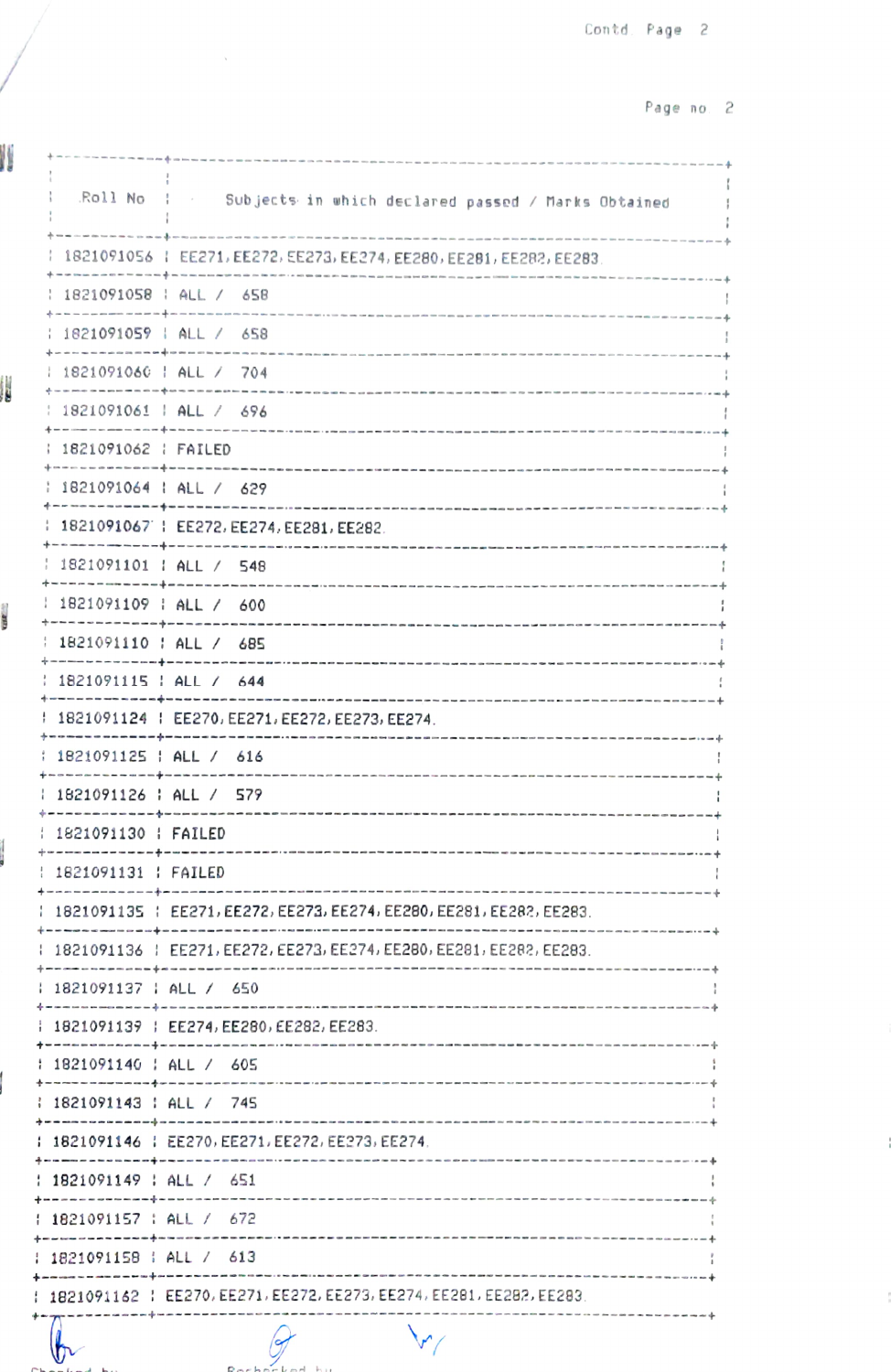Contd. Page 2

| Roll No | Subjects in which declared passed / Marks Obtained |
|---|---|
| 1821091056 | EE271, EE272, EE273, EE274, EE280, EE281, EE282, EE283. |
| 1821091058 | ALL / 658 |
| 1821091059 | ALL / 658 |
| 1821091060 | ALL / 704 |
| 1821091061 | ALL / 696 |
| 1821091062 | FAILED |
| 1821091064 | ALL / 629 |
| 1821091067 | EE272, EE274, EE281, EE282. |
| 1821091101 | ALL / 548 |
| 1821091109 | ALL / 600 |
| 1821091110 | ALL / 685 |
| 1821091115 | ALL / 644 |
| 1821091124 | EE270, EE271, EE272, EE273, EE274. |
| 1821091125 | ALL / 616 |
| 1821091126 | ALL / 579 |
| 1821091130 | FAILED |
| 1821091131 | FAILED |
| 1821091135 | EE271, EE272, EE273, EE274, EE280, EE281, EE282, EE283. |
| 1821091136 | EE271, EE272, EE273, EE274, EE280, EE281, EE282, EE283. |
| 1821091137 | ALL / 650 |
| 1821091139 | EE274, EE280, EE282, EE283. |
| 1821091140 | ALL / 605 |
| 1821091143 | ALL / 745 |
| 1821091146 | EE270, EE271, EE272, EE273, EE274. |
| 1821091149 | ALL / 651 |
| 1821091157 | ALL / 672 |
| 1821091158 | ALL / 613 |
| 1821091162 | EE270, EE271, EE272, EE273, EE274, EE281, EE282, EE283. |

Checked by        Rechecked by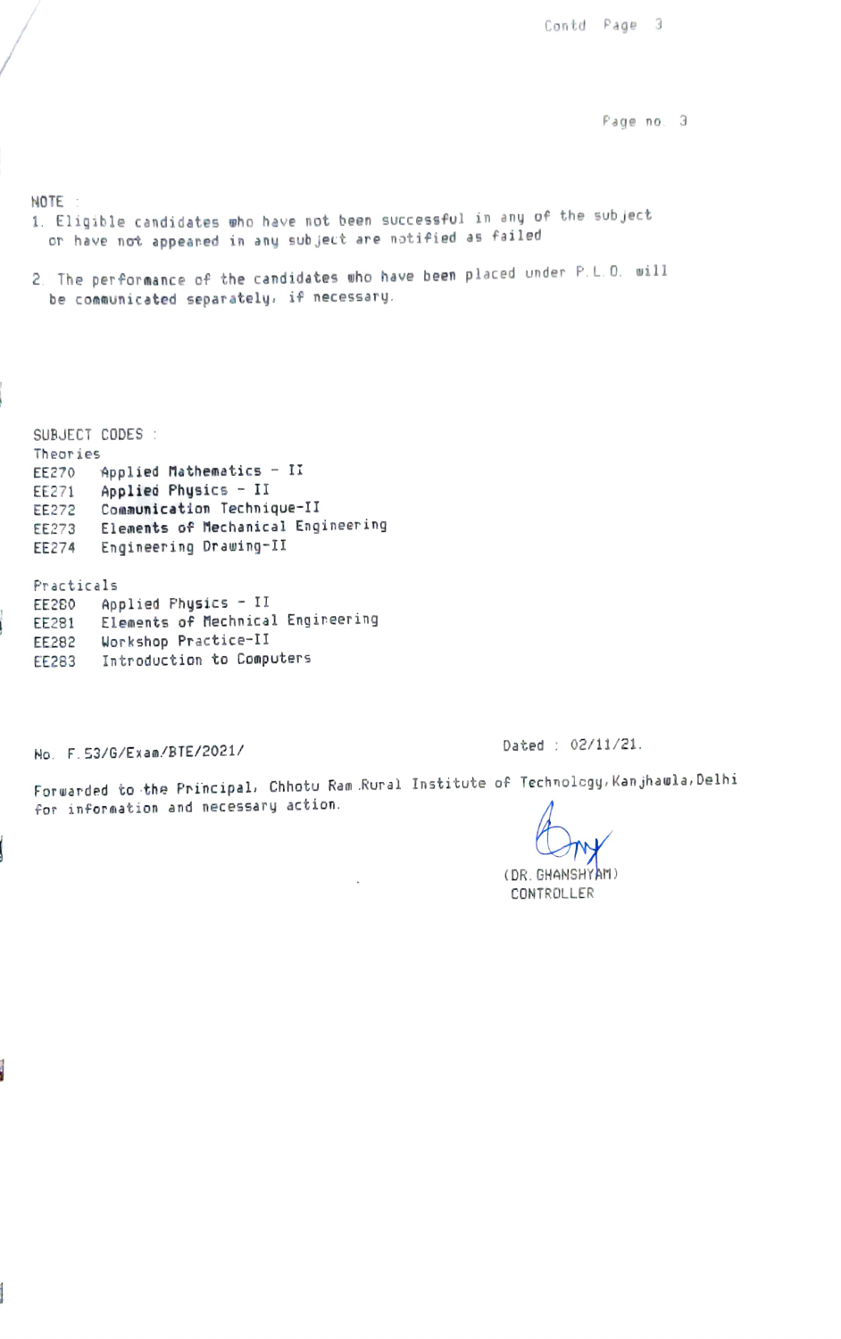NOTE :

1. Eligible candidates who have not been successful in any of the subject or have not appeared in any subject are notified as failed

2. The performance of the candidates who have been placed under P.L.O. will be communicated separately, if necessary.

SUBJECT CODES :

Theories

| | |
|---|---|
| EE270 | Applied Mathematics - II |
| EE271 | Applied Physics - II |
| EE272 | Communication Technique-II |
| EE273 | Elements of Mechanical Engineering |
| EE274 | Engineering Drawing-II |

Practicals

| | |
|---|---|
| EE280 | Applied Physics - II |
| EE281 | Elements of Mechnical Engineering |
| EE282 | Workshop Practice-II |
| EE283 | Introduction to Computers |

No. F.53/G/Exam/BTE/2021/

Dated : 02/11/21.

Forwarded to the Principal, Chhotu Ram Rural Institute of Technology, Kanjhawla, Delhi for information and necessary action.

(DR. GHANSHYAM)
CONTROLLER